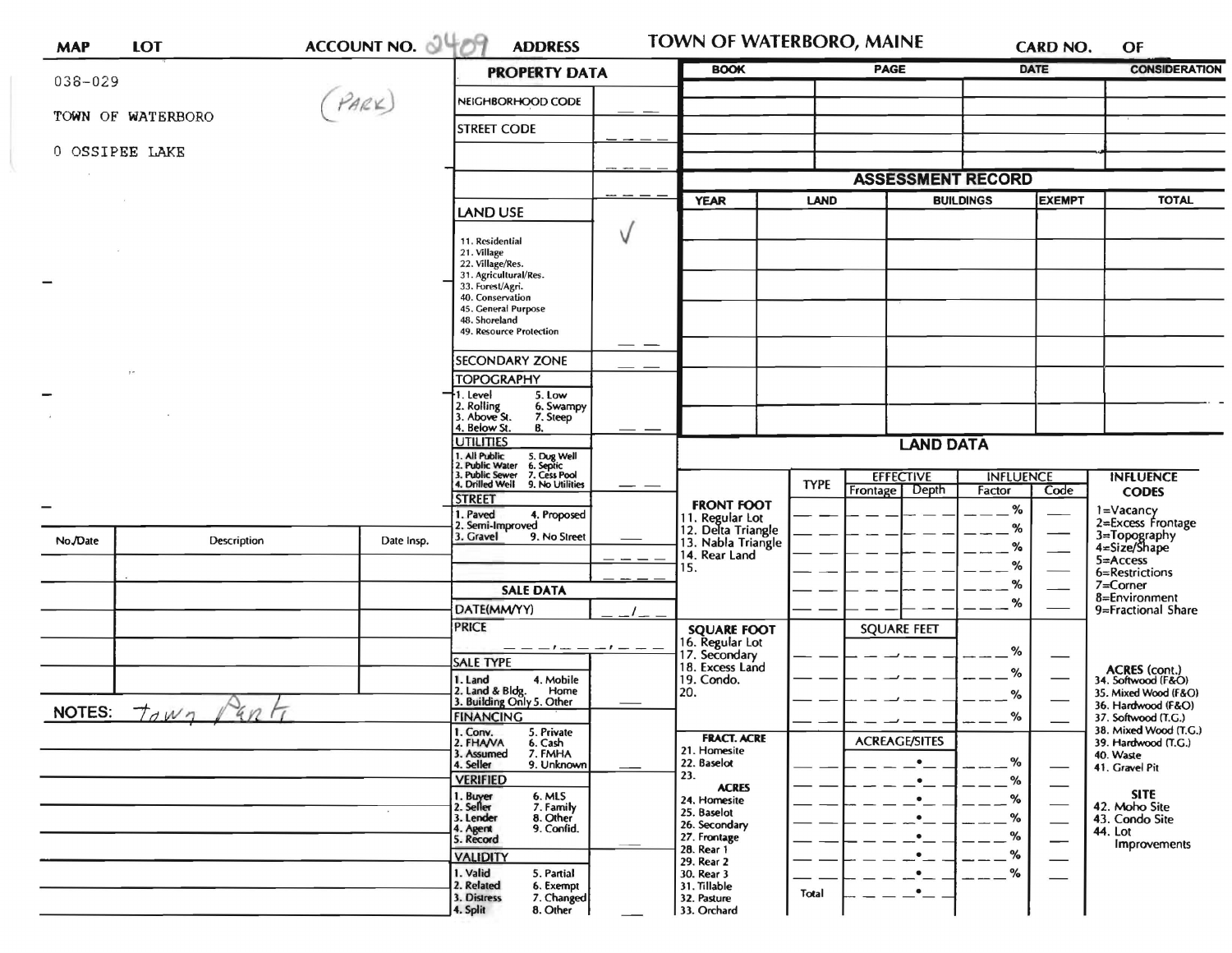| MAP | LOT | ACCOUNT NO. 2409 | ADDRESS | TOWN OF WATERBORO, MAINE | CARD NO. | OF |
|---|---|---|---|---|---|---|

038-029

TOWN OF WATERBORO (PARK)

0 OSSIPEE LAKE

## PROPERTY DATA

- NEIGHBORHOOD CODE
- STREET CODE

**LAND USE** ✓

11. Residential
21. Village
22. Village/Res.
31. Agricultural/Res.
33. Forest/Agri.
40. Conservation
45. General Purpose
48. Shoreland
49. Resource Protection

**SECONDARY ZONE**

**TOPOGRAPHY**

1. Level
2. Rolling
3. Above St.
4. Below St.
5. Low
6. Swampy
7. Steep
8.

**UTILITIES**

1. All Public
2. Public Water
3. Public Sewer
4. Drilled Well
5. Dug Well
6. Septic
7. Cess Pool
9. No Utilities

**STREET**

1. Paved
2. Semi-Improved
3. Gravel
4. Proposed
9. No Street

**SALE DATA**

DATE(MM/YY)

PRICE

**SALE TYPE**

1. Land
2. Land & Bldg.
3. Building Only
4. Mobile Home
5. Other

**FINANCING**

1. Conv.
2. FHA/VA
3. Assumed
4. Seller
5. Private
6. Cash
7. FMHA
9. Unknown

**VERIFIED**

1. Buyer
2. Seller
3. Lender
4. Agent
5. Record
6. MLS
7. Family
8. Other
9. Confid.

**VALIDITY**

1. Valid
2. Related
3. Distress
4. Split
5. Partial
6. Exempt
7. Changed
8. Other

| BOOK | PAGE | DATE | CONSIDERATION |
|---|---|---|---|
| | | | |

## ASSESSMENT RECORD

| YEAR | LAND | BUILDINGS | EXEMPT | TOTAL |
|---|---|---|---|---|
| | | | | |

## LAND DATA

| | TYPE | EFFECTIVE Frontage | EFFECTIVE Depth | INFLUENCE Factor | INFLUENCE Code |
|---|---|---|---|---|---|
| **FRONT FOOT** | | | | | |
| 11. Regular Lot | | | | % | |
| 12. Delta Triangle | | | | % | |
| 13. Nabla Triangle | | | | % | |
| 14. Rear Land | | | | % | |
| 15. | | | | % | |
| | | | | % | |
| **SQUARE FOOT** | | SQUARE FEET | | | |
| 16. Regular Lot | | | | % | |
| 17. Secondary | | | | % | |
| 18. Excess Land | | | | % | |
| 19. Condo. | | | | % | |
| 20. | | | | | |
| **FRACT. ACRE** | | ACREAGE/SITES | | | |
| 21. Homesite | | | | % | |
| 22. Baselot | | | | % | |
| 23. | | | | % | |
| **ACRES** | | | | | |
| 24. Homesite | | | | % | |
| 25. Baselot | | | | % | |
| 26. Secondary | | | | % | |
| 27. Frontage | | | | % | |
| 28. Rear 1 | | | | % | |
| 29. Rear 2 | | | | | |
| 30. Rear 3 | | | | | |
| 31. Tillable | Total | | | | |
| 32. Pasture | | | | | |
| 33. Orchard | | | | | |

**INFLUENCE CODES**

1=Vacancy
2=Excess Frontage
3=Topography
4=Size/Shape
5=Access
6=Restrictions
7=Corner
8=Environment
9=Fractional Share

**ACRES (cont.)**

34. Softwood (F&O)
35. Mixed Wood (F&O)
36. Hardwood (F&O)
37. Softwood (T.G.)
38. Mixed Wood (T.G.)
39. Hardwood (T.G.)
40. Waste
41. Gravel Pit

**SITE**

42. Moho Site
43. Condo Site
44. Lot Improvements

| No./Date | Description | Date Insp. |
|---|---|---|
| | | |

NOTES: Town Park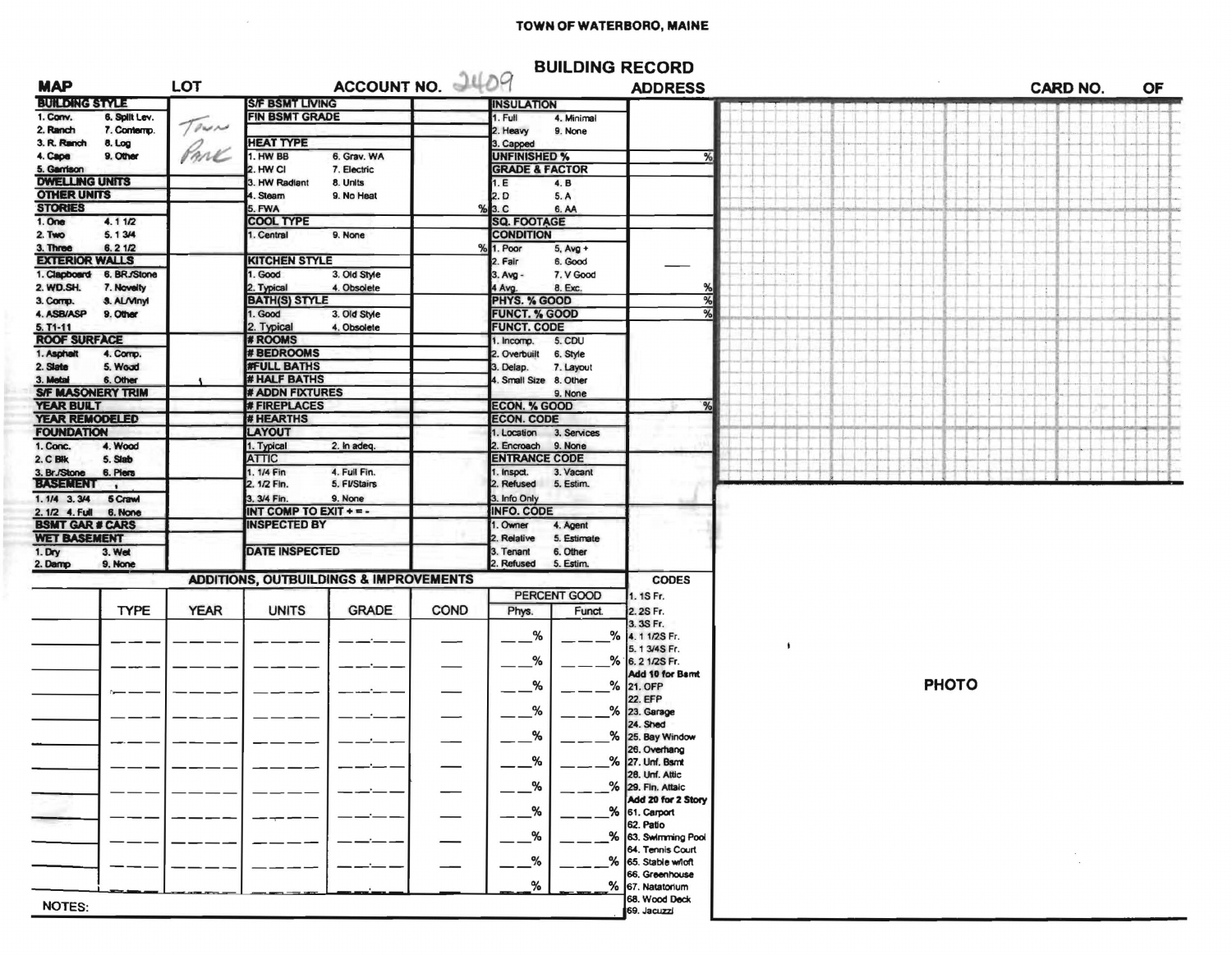TOWN OF WATERBORO, MAINE

# BUILDING RECORD

**MAP** | **LOT** | **ACCOUNT NO.** 2409 | **ADDRESS** | **CARD NO.** | **OF**

| | | | |
|---|---|---|---|
| **BUILDING STYLE** 1. Conv. 6. Split Lev. 2. Ranch 7. Contemp. 3. R. Ranch 8. Log 4. Cape 9. Other 5. Garrison | Town Park | **S/F BSMT LIVING** | |
| | | **FIN BSMT GRADE** | |
| | | **HEAT TYPE** 1. HW BB 6. Grav. WA 2. HW CI 7. Electric 3. HW Radiant 8. Units 4. Steam 9. No Heat 5. FWA | % |
| **DWELLING UNITS** | | | |
| **OTHER UNITS** | | | |
| **STORIES** 1. One 4. 1 1/2 2. Two 5. 1 3/4 3. Three 6. 2 1/2 | | **COOL TYPE** 1. Central 9. None | % |
| **EXTERIOR WALLS** 1. Clapboard 6. BR./Stone 2. WD.SH. 7. Novelty 3. Comp. 8. AL/Vinyl 4. ASB/ASP 9. Other 5. T1-11 | | **KITCHEN STYLE** 1. Good 3. Old Style 2. Typical 4. Obsolete | |
| | | **BATH(S) STYLE** 1. Good 3. Old Style 2. Typical 4. Obsolete | |
| **ROOF SURFACE** 1. Asphalt 4. Comp. 2. Slate 5. Wood 3. Metal 6. Other | | **# ROOMS** | |
| | | **# BEDROOMS** | |
| | | **#FULL BATHS** | |
| | | **# HALF BATHS** | |
| **S/F MASONERY TRIM** | | **# ADDN FIXTURES** | |
| **YEAR BUILT** | | **# FIREPLACES** | |
| **YEAR REMODELED** | | **# HEARTHS** | |
| **FOUNDATION** 1. Conc. 4. Wood 2. C Blk 5. Slab 3. Br./Stone 6. Piers | | **LAYOUT** 1. Typical 2. In adeq. | |
| | | **ATTIC** 1. 1/4 Fin 4. Full Fin. 2. 1/2 Fin. 5. Fl/Stairs 3. 3/4 Fin. 9. None | |
| **BASEMENT** 1. 1/4 3. 3/4 5 Crawl 2. 1/2 4. Full 6. None | | **INT COMP TO EXIT + = -** | |
| **BSMT GAR # CARS** | | **INSPECTED BY** | |
| **WET BASEMENT** 1. Dry 3. Wet 2. Damp 9. None | | **DATE INSPECTED** | |

| | |
|---|---|
| **INSULATION** 1. Full 4. Minimal 2. Heavy 9. None 3. Capped | |
| **UNFINISHED %** | % |
| **GRADE & FACTOR** 1. E 4. B 2. D 5. A 3. C 6. AA | |
| **SQ. FOOTAGE** | |
| **CONDITION** 1. Poor 5. Avg + 2. Fair 6. Good 3. Avg - 7. V Good 4 Avg. 8. Exc. | |
| **PHYS. % GOOD** | % |
| **FUNCT. % GOOD** | % |
| **FUNCT. CODE** 1. Incomp. 5. CDU 2. Overbuilt 6. Style 3. Delap. 7. Layout 4. Small Size 8. Other 9. None | |
| **ECON. % GOOD** | % |
| **ECON. CODE** 1. Location 3. Services 2. Encroach 9. None | |
| **ENTRANCE CODE** 1. Inspct. 3. Vacant 2. Refused 5. Estim. 3. Info Only | |
| **INFO. CODE** 1. Owner 4. Agent 2. Relative 5. Estimate 3. Tenant 6. Other 2. Refused 5. Estim. | |

## ADDITIONS, OUTBUILDINGS & IMPROVEMENTS

| | TYPE | YEAR | UNITS | GRADE | COND | PERCENT GOOD Phys. | Funct. |
|---|---|---|---|---|---|---|---|
| | | | | | | % | % |
| | | | | | | % | % |
| | | | | | | % | % |
| | | | | | | % | % |
| | | | | | | % | % |
| | | | | | | % | % |
| | | | | | | % | % |
| | | | | | | % | % |
| | | | | | | % | % |
| | | | | | | % | % |
| | | | | | | % | % |

**CODES**
1. 1S Fr.
2. 2S Fr.
3. 3S Fr.
4. 1 1/2S Fr.
5. 1 3/4S Fr.
6. 2 1/2S Fr.

**Add 10 for Bsmt**
21. OFP
22. EFP
23. Garage
24. Shed
25. Bay Window
26. Overhang
27. Unf. Bsmt
28. Unf. Attic
29. Fin. Attaic

**Add 20 for 2 Story**
61. Carport
62. Patio
63. Swimming Pool
64. Tennis Court
65. Stable w/loft
66. Greenhouse
67. Natatorium
68. Wood Deck
69. Jacuzzi

NOTES:

PHOTO